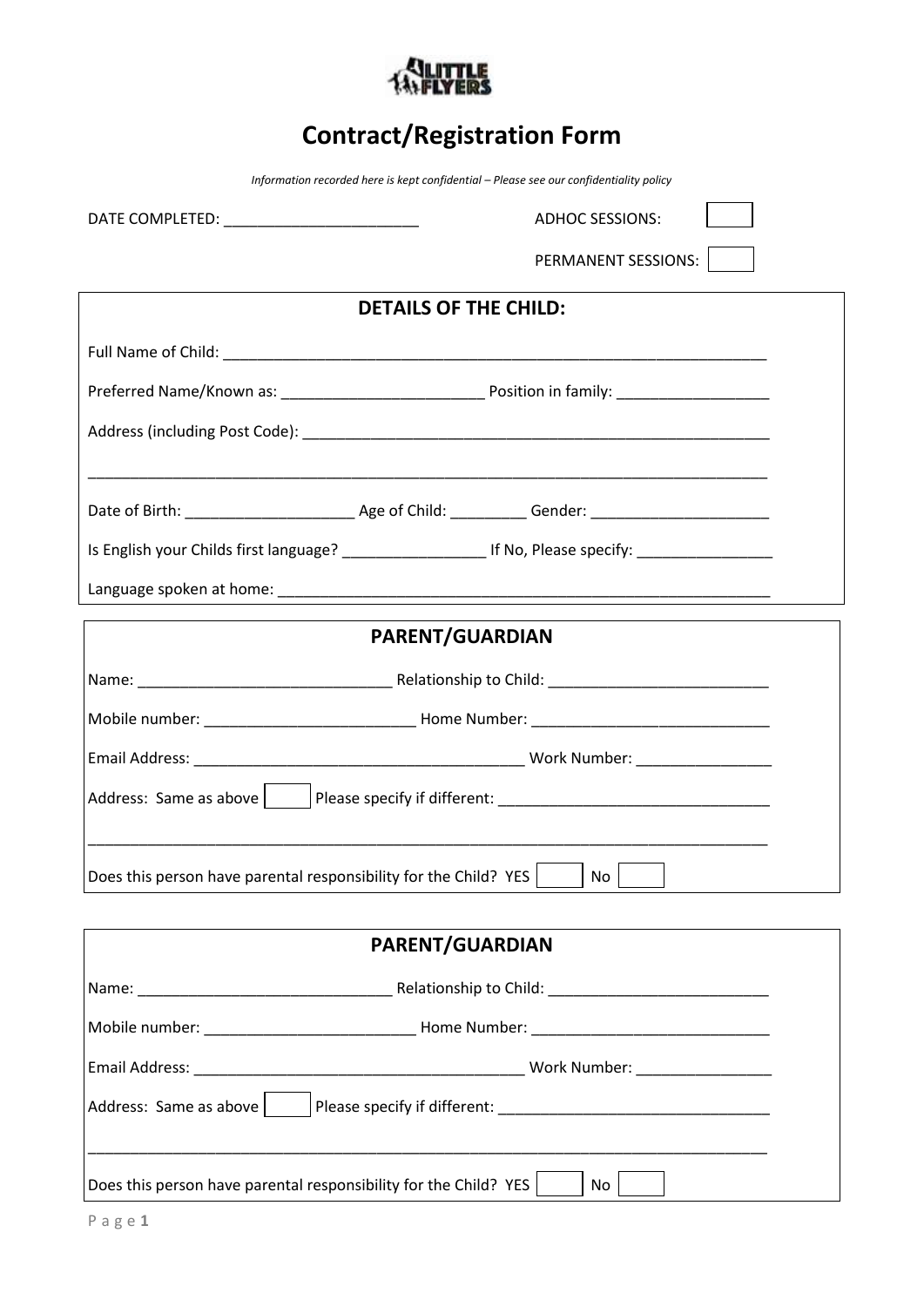# Contract/Registration Form

*Information recorded here is kept confidential – Please see our confidentiality policy*

DATE COMPLETED: _______________________ ADHOC SESSIONS: [ ]

PERMANENT SESSIONS: [ ]

## DETAILS OF THE CHILD:

Full Name of Child: ___________________________________________________________________

Preferred Name/Known as: ________________________ Position in family: __________________

Address (including Post Code): _________________________________________________________

_________________________________________________________________________________

Date of Birth: ____________________ Age of Child: _________ Gender: _____________________

Is English your Childs first language? _________________ If No, Please specify: ________________

Language spoken at home: ___________________________________________________________

## PARENT/GUARDIAN

Name: ______________________________ Relationship to Child: __________________________

Mobile number: ________________________ Home Number: ____________________________

Email Address: ______________________________________ Work Number: ________________

Address: Same as above [ ] Please specify if different: _______________________________

_________________________________________________________________________________

Does this person have parental responsibility for the Child? YES [ ] No [ ]

## PARENT/GUARDIAN

Name: ______________________________ Relationship to Child: __________________________

Mobile number: ________________________ Home Number: ____________________________

Email Address: ______________________________________ Work Number: ________________

Address: Same as above [ ] Please specify if different: _______________________________

_________________________________________________________________________________

Does this person have parental responsibility for the Child? YES [ ] No [ ]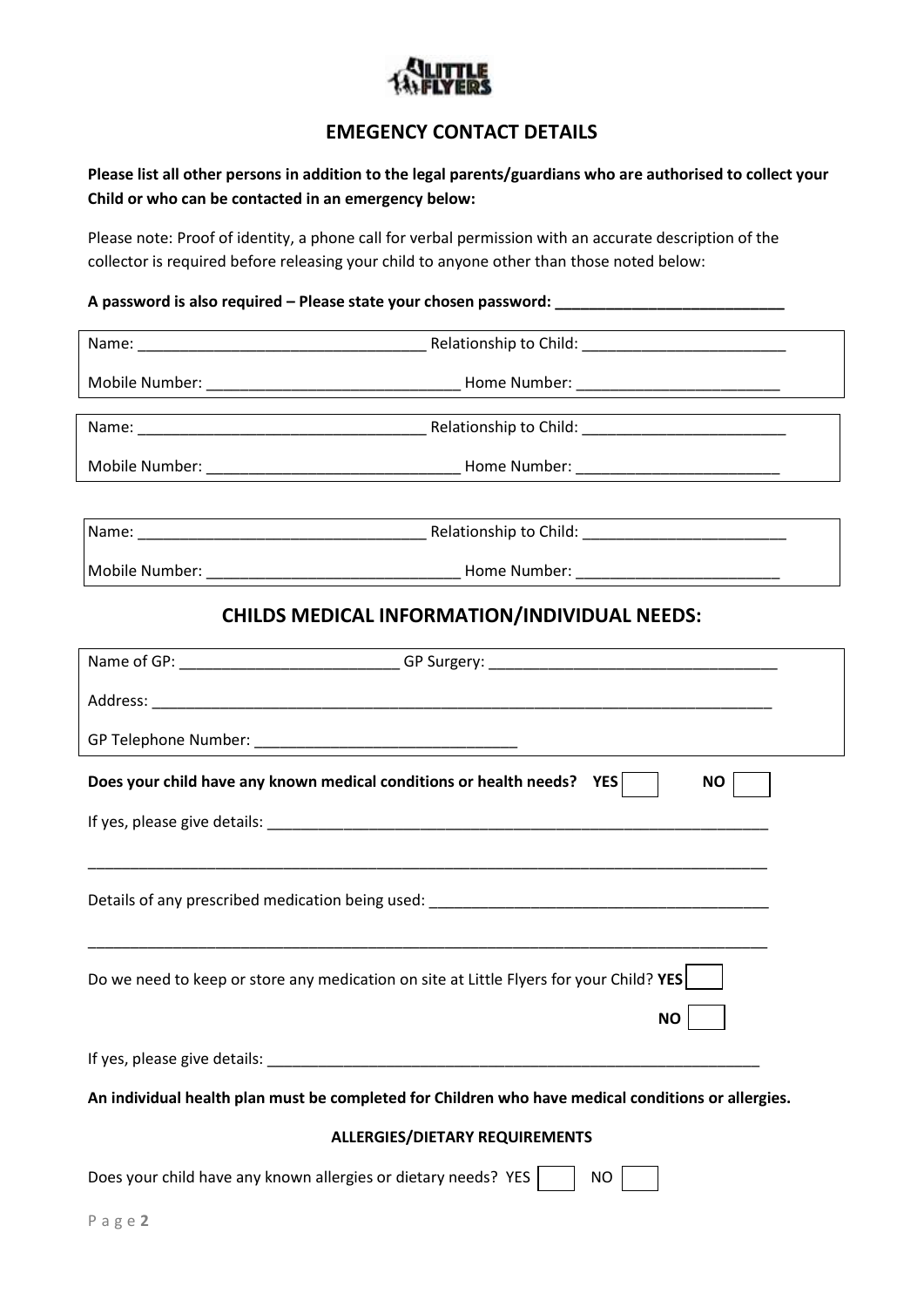## EMEGENCY CONTACT DETAILS

**Please list all other persons in addition to the legal parents/guardians who are authorised to collect your Child or who can be contacted in an emergency below:**

Please note: Proof of identity, a phone call for verbal permission with an accurate description of the collector is required before releasing your child to anyone other than those noted below:

**A password is also required – Please state your chosen password: ___________________________**

Name: __________________________________ Relationship to Child: ________________________

Mobile Number: ______________________________ Home Number: ________________________

Name: __________________________________ Relationship to Child: ________________________

Mobile Number: ______________________________ Home Number: ________________________

Name: __________________________________ Relationship to Child: ________________________

Mobile Number: ______________________________ Home Number: ________________________

## CHILDS MEDICAL INFORMATION/INDIVIDUAL NEEDS:

Name of GP: _________________________ GP Surgery: __________________________________

Address: ____________________________________________________________________________

GP Telephone Number: _______________________________

**Does your child have any known medical conditions or health needs? YES** ☐ **NO** ☐

If yes, please give details: ____________________________________________________________

____________________________________________________________________________________

Details of any prescribed medication being used: ________________________________________

____________________________________________________________________________________

Do we need to keep or store any medication on site at Little Flyers for your Child? **YES** ☐

**NO** ☐

If yes, please give details: ____________________________________________________________

**An individual health plan must be completed for Children who have medical conditions or allergies.**

**ALLERGIES/DIETARY REQUIREMENTS**

Does your child have any known allergies or dietary needs? YES ☐ NO ☐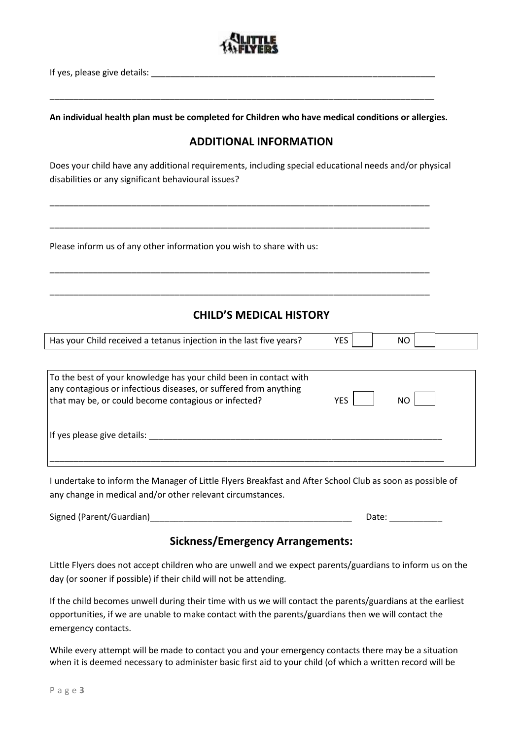If yes, please give details: ___________________________________________________________

________________________________________________________________________________

**An individual health plan must be completed for Children who have medical conditions or allergies.**

## ADDITIONAL INFORMATION

Does your child have any additional requirements, including special educational needs and/or physical disabilities or any significant behavioural issues?

________________________________________________________________________________

________________________________________________________________________________

Please inform us of any other information you wish to share with us:

________________________________________________________________________________

________________________________________________________________________________

## CHILD'S MEDICAL HISTORY

| Has your Child received a tetanus injection in the last five years? | YES ☐ | NO ☐ |
|---|---|---|

| To the best of your knowledge has your child been in contact with any contagious or infectious diseases, or suffered from anything that may be, or could become contagious or infected? | YES ☐ | NO ☐ |
|---|---|---|
| If yes please give details: ___________________________________________________________ | | |

I undertake to inform the Manager of Little Flyers Breakfast and After School Club as soon as possible of any change in medical and/or other relevant circumstances.

Signed (Parent/Guardian)__________________________________________ Date: ___________

## Sickness/Emergency Arrangements:

Little Flyers does not accept children who are unwell and we expect parents/guardians to inform us on the day (or sooner if possible) if their child will not be attending.

If the child becomes unwell during their time with us we will contact the parents/guardians at the earliest opportunities, if we are unable to make contact with the parents/guardians then we will contact the emergency contacts.

While every attempt will be made to contact you and your emergency contacts there may be a situation when it is deemed necessary to administer basic first aid to your child (of which a written record will be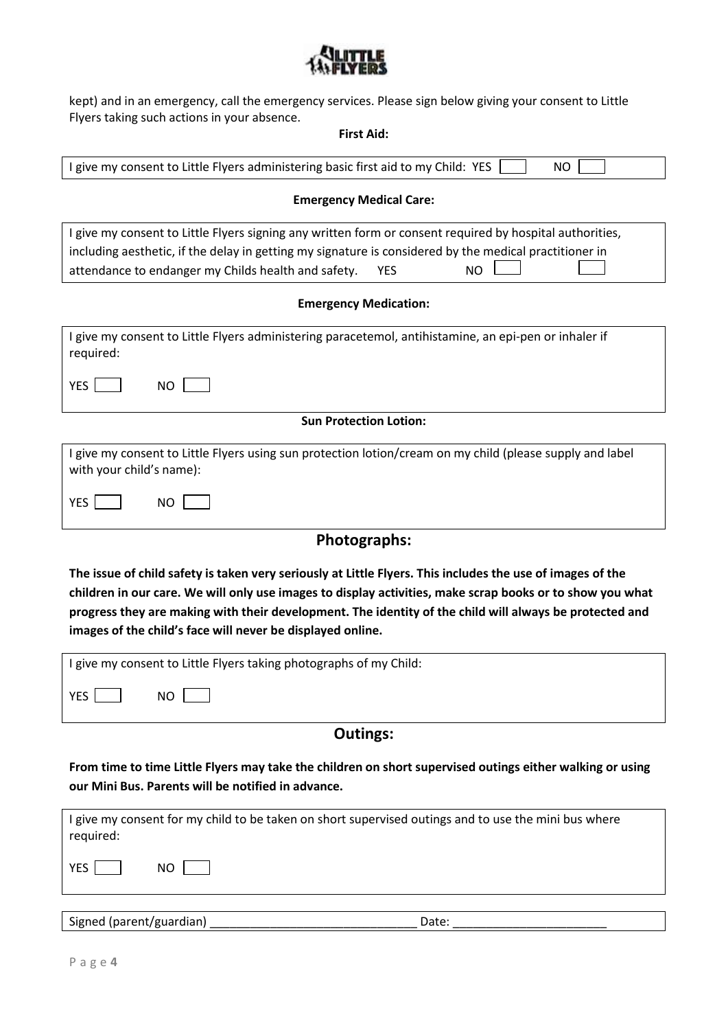kept) and in an emergency, call the emergency services. Please sign below giving your consent to Little Flyers taking such actions in your absence.

**First Aid:**

I give my consent to Little Flyers administering basic first aid to my Child: YES [ ] NO [ ]

**Emergency Medical Care:**

I give my consent to Little Flyers signing any written form or consent required by hospital authorities, including aesthetic, if the delay in getting my signature is considered by the medical practitioner in attendance to endanger my Childs health and safety. YES NO [ ] [ ]

**Emergency Medication:**

I give my consent to Little Flyers administering paracetemol, antihistamine, an epi-pen or inhaler if required:

YES [ ] NO [ ]

**Sun Protection Lotion:**

I give my consent to Little Flyers using sun protection lotion/cream on my child (please supply and label with your child's name):

YES [ ] NO [ ]

## Photographs:

**The issue of child safety is taken very seriously at Little Flyers. This includes the use of images of the children in our care. We will only use images to display activities, make scrap books or to show you what progress they are making with their development. The identity of the child will always be protected and images of the child's face will never be displayed online.**

I give my consent to Little Flyers taking photographs of my Child:

YES [ ] NO [ ]

## Outings:

**From time to time Little Flyers may take the children on short supervised outings either walking or using our Mini Bus. Parents will be notified in advance.**

I give my consent for my child to be taken on short supervised outings and to use the mini bus where required:

YES [ ] NO [ ]

Signed (parent/guardian) ______________________________ Date: ______________________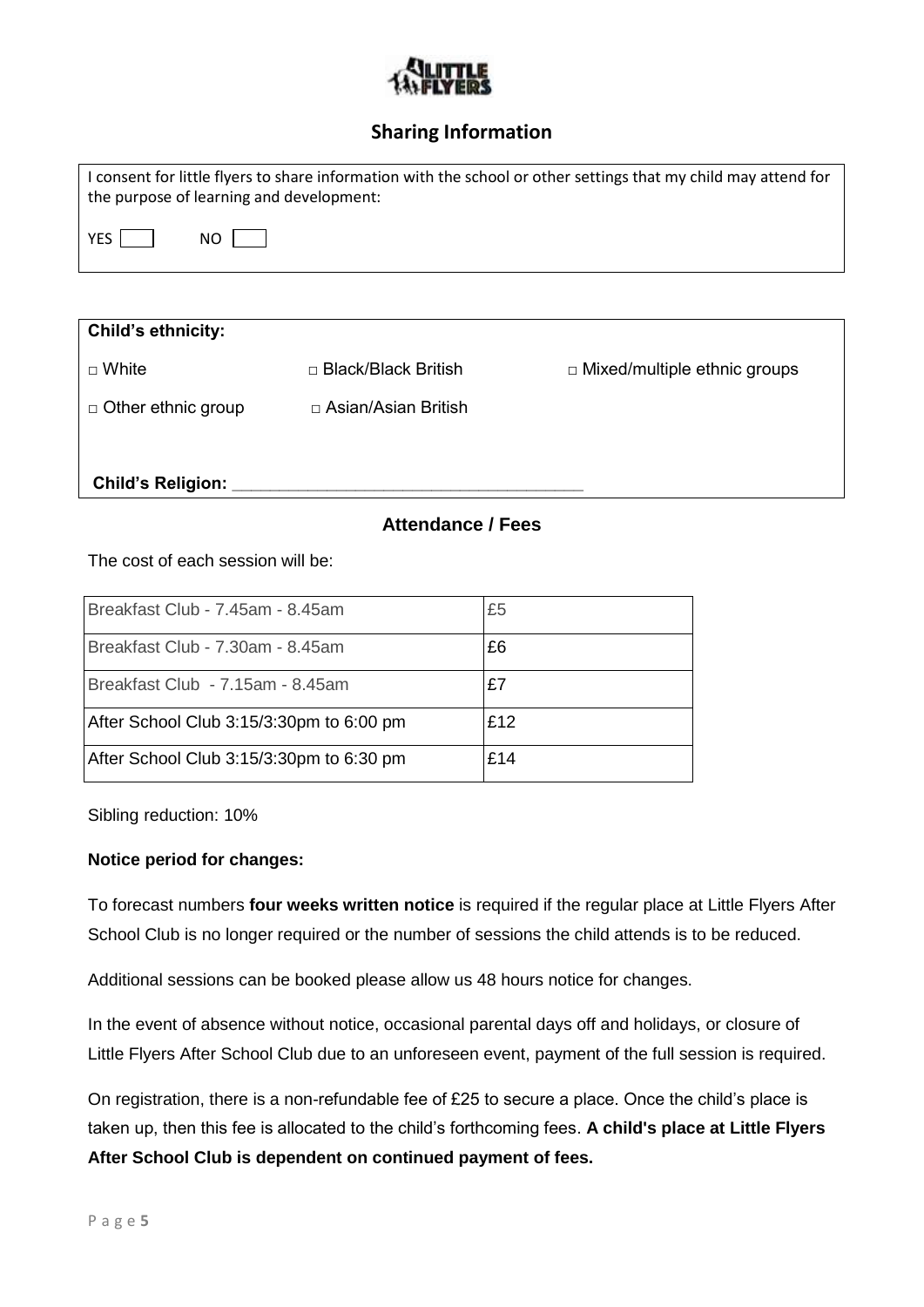## Sharing Information

I consent for little flyers to share information with the school or other settings that my child may attend for the purpose of learning and development:

YES ☐ NO ☐

**Child's ethnicity:**

□ White □ Black/Black British □ Mixed/multiple ethnic groups

□ Other ethnic group □ Asian/Asian British

**Child's Religion:** ____________________________________

### Attendance / Fees

The cost of each session will be:

| Session | Cost |
|---|---|
| Breakfast Club - 7.45am - 8.45am | £5 |
| Breakfast Club - 7.30am - 8.45am | £6 |
| Breakfast Club - 7.15am - 8.45am | £7 |
| After School Club 3:15/3:30pm to 6:00 pm | £12 |
| After School Club 3:15/3:30pm to 6:30 pm | £14 |

Sibling reduction: 10%

**Notice period for changes:**

To forecast numbers **four weeks written notice** is required if the regular place at Little Flyers After School Club is no longer required or the number of sessions the child attends is to be reduced.

Additional sessions can be booked please allow us 48 hours notice for changes.

In the event of absence without notice, occasional parental days off and holidays, or closure of Little Flyers After School Club due to an unforeseen event, payment of the full session is required.

On registration, there is a non-refundable fee of £25 to secure a place. Once the child's place is taken up, then this fee is allocated to the child's forthcoming fees. **A child's place at Little Flyers After School Club is dependent on continued payment of fees.**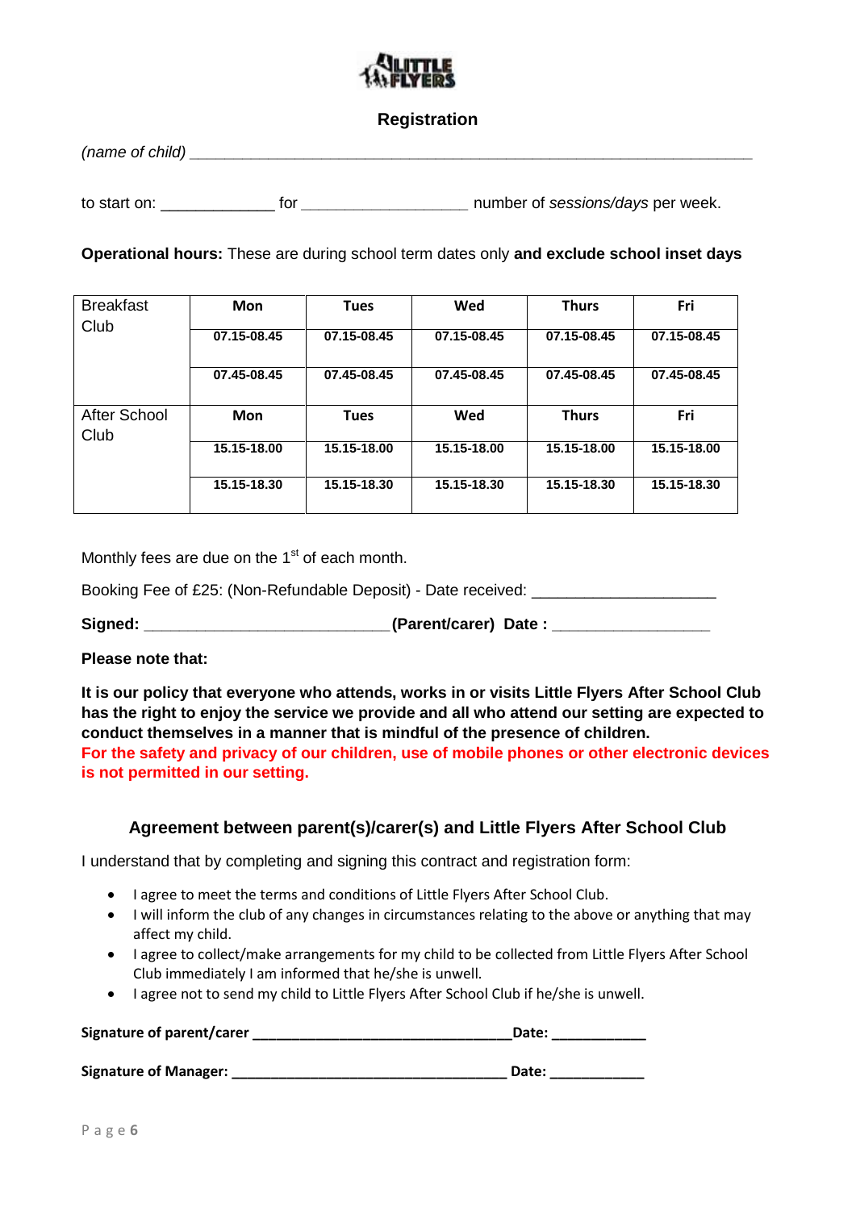## Registration

*(name of child)* ___________________________________________________________________

to start on: _____________ for ___________________ number of *sessions/days* per week.

**Operational hours:** These are during school term dates only **and exclude school inset days**

| | | | | | |
|---|---|---|---|---|---|
| Breakfast Club | **Mon** | **Tues** | **Wed** | **Thurs** | **Fri** |
| | **07.15-08.45** | **07.15-08.45** | **07.15-08.45** | **07.15-08.45** | **07.15-08.45** |
| | **07.45-08.45** | **07.45-08.45** | **07.45-08.45** | **07.45-08.45** | **07.45-08.45** |
| After School Club | **Mon** | **Tues** | **Wed** | **Thurs** | **Fri** |
| | **15.15-18.00** | **15.15-18.00** | **15.15-18.00** | **15.15-18.00** | **15.15-18.00** |
| | **15.15-18.30** | **15.15-18.30** | **15.15-18.30** | **15.15-18.30** | **15.15-18.30** |

Monthly fees are due on the 1st of each month.

Booking Fee of £25: (Non-Refundable Deposit) - Date received: ____________________

**Signed: ____________________________(Parent/carer) Date : _________________**

**Please note that:**

**It is our policy that everyone who attends, works in or visits Little Flyers After School Club has the right to enjoy the service we provide and all who attend our setting are expected to conduct themselves in a manner that is mindful of the presence of children.**
**For the safety and privacy of our children, use of mobile phones or other electronic devices is not permitted in our setting.**

### Agreement between parent(s)/carer(s) and Little Flyers After School Club

I understand that by completing and signing this contract and registration form:

- I agree to meet the terms and conditions of Little Flyers After School Club.
- I will inform the club of any changes in circumstances relating to the above or anything that may affect my child.
- I agree to collect/make arrangements for my child to be collected from Little Flyers After School Club immediately I am informed that he/she is unwell.
- I agree not to send my child to Little Flyers After School Club if he/she is unwell.

**Signature of parent/carer _________________________________Date: ____________**

**Signature of Manager: ___________________________________ Date: ____________**